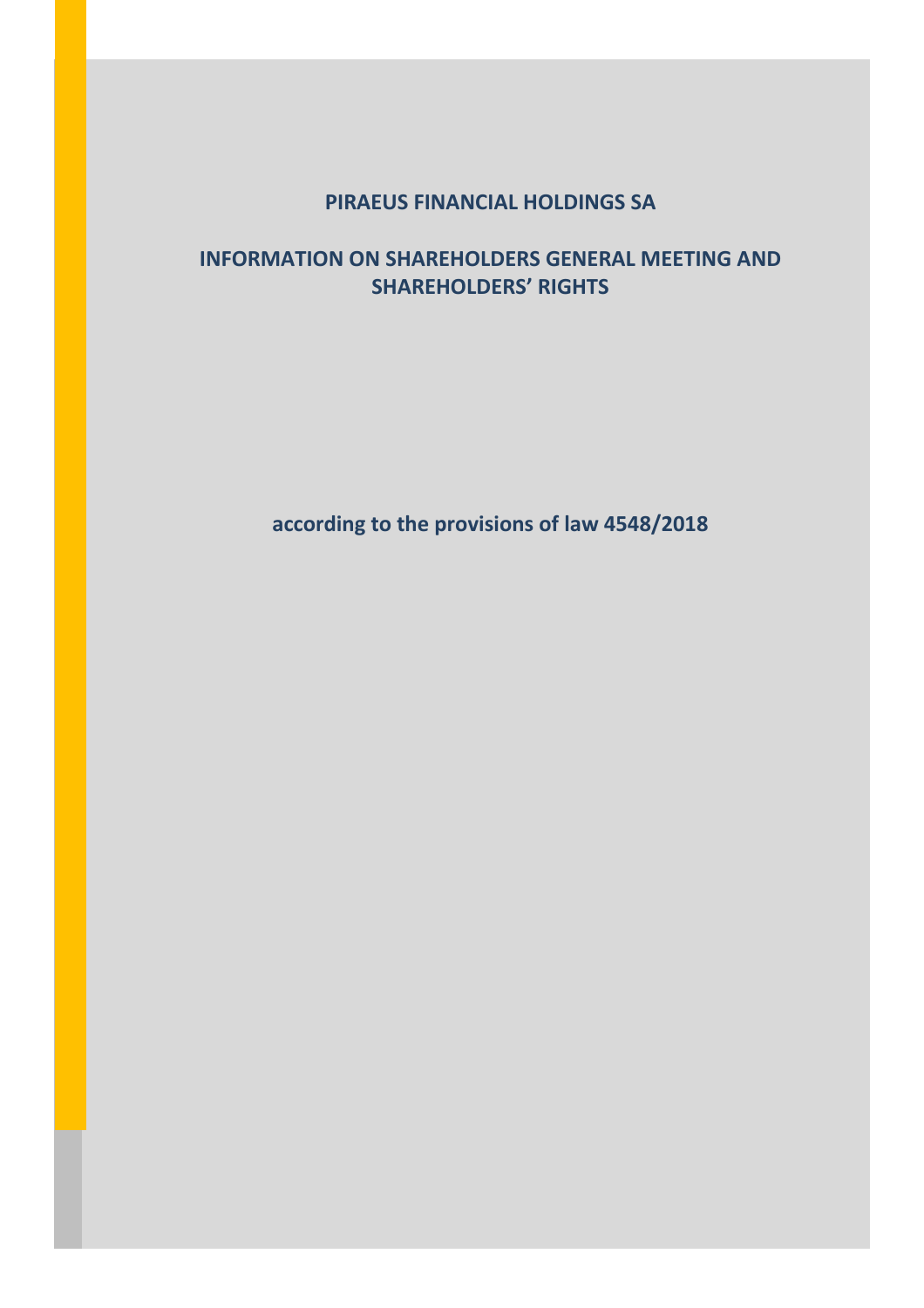# PIRAEUS FINANCIAL HOLDINGS SA

## INFORMATION ON SHAREHOLDERS GENERAL MEETING AND SHAREHOLDERS' RIGHTS

**according to the provisions of law 4548/2018**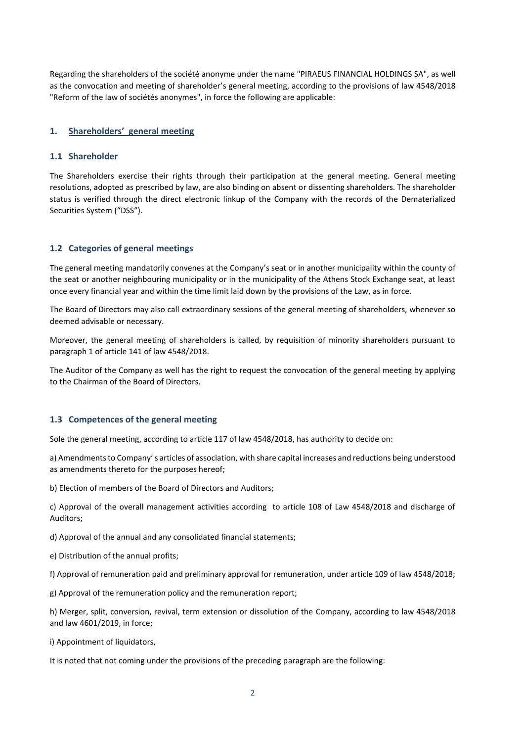Regarding the shareholders of the société anonyme under the name "PIRAEUS FINANCIAL HOLDINGS SA", as well as the convocation and meeting of shareholder's general meeting, according to the provisions of law 4548/2018 "Reform of the law of sociétés anonymes", in force the following are applicable:

## 1. Shareholders' general meeting

### 1.1 Shareholder

The Shareholders exercise their rights through their participation at the general meeting. General meeting resolutions, adopted as prescribed by law, are also binding on absent or dissenting shareholders. The shareholder status is verified through the direct electronic linkup of the Company with the records of the Dematerialized Securities System ("DSS").

### 1.2 Categories of general meetings

The general meeting mandatorily convenes at the Company's seat or in another municipality within the county of the seat or another neighbouring municipality or in the municipality of the Athens Stock Exchange seat, at least once every financial year and within the time limit laid down by the provisions of the Law, as in force.

The Board of Directors may also call extraordinary sessions of the general meeting of shareholders, whenever so deemed advisable or necessary.

Moreover, the general meeting of shareholders is called, by requisition of minority shareholders pursuant to paragraph 1 of article 141 of law 4548/2018.

The Auditor of the Company as well has the right to request the convocation of the general meeting by applying to the Chairman of the Board of Directors.

### 1.3 Competences of the general meeting

Sole the general meeting, according to article 117 of law 4548/2018, has authority to decide on:

a) Amendments to Company' s articles of association, with share capital increases and reductions being understood as amendments thereto for the purposes hereof;

b) Election of members of the Board of Directors and Auditors;

c) Approval of the overall management activities according to article 108 of Law 4548/2018 and discharge of Auditors;

d) Approval of the annual and any consolidated financial statements;

e) Distribution of the annual profits;

f) Approval of remuneration paid and preliminary approval for remuneration, under article 109 of law 4548/2018;

g) Approval of the remuneration policy and the remuneration report;

h) Merger, split, conversion, revival, term extension or dissolution of the Company, according to law 4548/2018 and law 4601/2019, in force;

i) Appointment of liquidators,

It is noted that not coming under the provisions of the preceding paragraph are the following: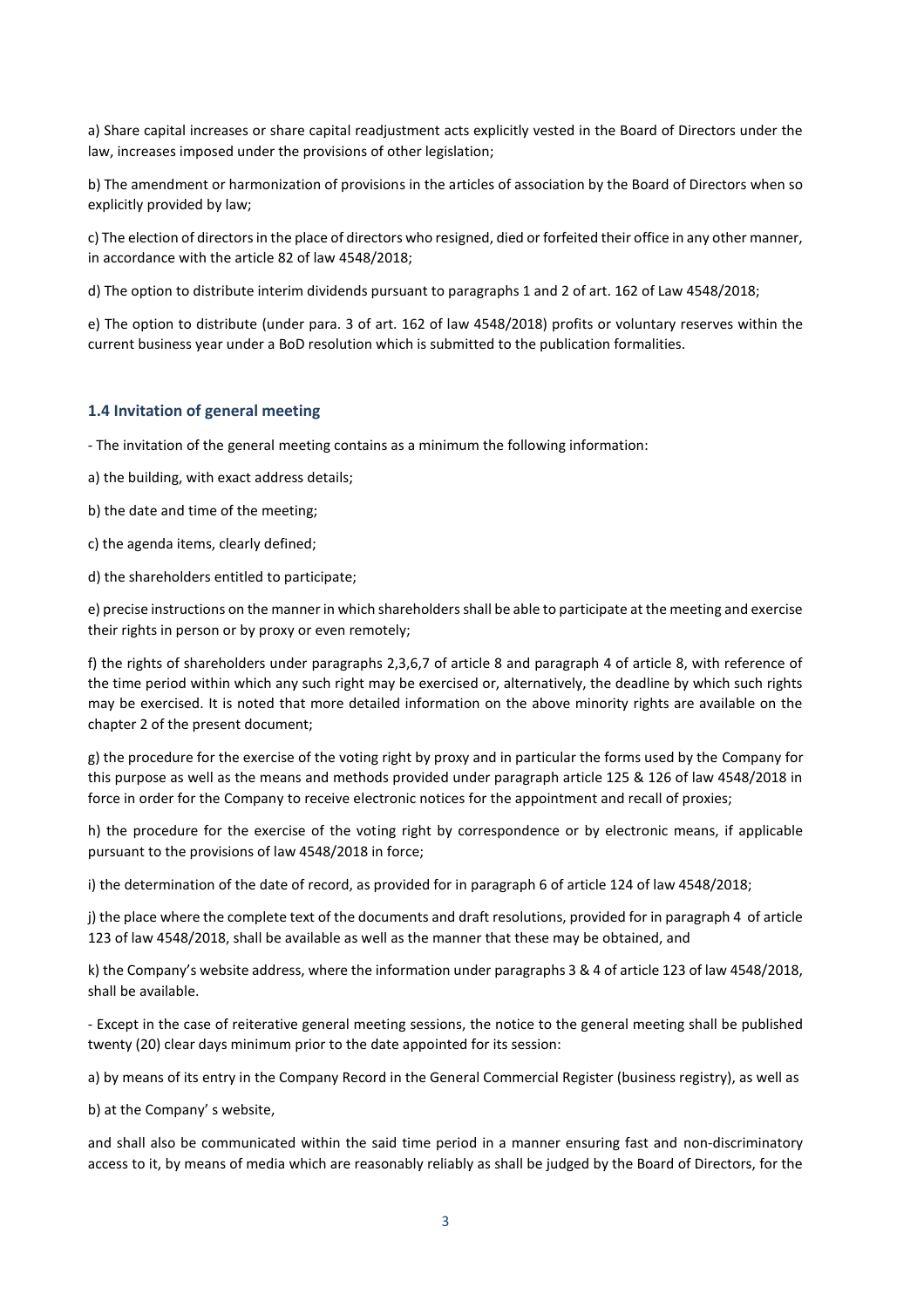a) Share capital increases or share capital readjustment acts explicitly vested in the Board of Directors under the law, increases imposed under the provisions of other legislation;

b) The amendment or harmonization of provisions in the articles of association by the Board of Directors when so explicitly provided by law;

c) The election of directors in the place of directors who resigned, died or forfeited their office in any other manner, in accordance with the article 82 of law 4548/2018;

d) The option to distribute interim dividends pursuant to paragraphs 1 and 2 of art. 162 of Law 4548/2018;

e) The option to distribute (under para. 3 of art. 162 of law 4548/2018) profits or voluntary reserves within the current business year under a BoD resolution which is submitted to the publication formalities.

### 1.4 Invitation of general meeting

- The invitation of the general meeting contains as a minimum the following information:

a) the building, with exact address details;

b) the date and time of the meeting;

c) the agenda items, clearly defined;

d) the shareholders entitled to participate;

e) precise instructions on the manner in which shareholders shall be able to participate at the meeting and exercise their rights in person or by proxy or even remotely;

f) the rights of shareholders under paragraphs 2,3,6,7 of article 8 and paragraph 4 of article 8, with reference of the time period within which any such right may be exercised or, alternatively, the deadline by which such rights may be exercised. It is noted that more detailed information on the above minority rights are available on the chapter 2 of the present document;

g) the procedure for the exercise of the voting right by proxy and in particular the forms used by the Company for this purpose as well as the means and methods provided under paragraph article 125 & 126 of law 4548/2018 in force in order for the Company to receive electronic notices for the appointment and recall of proxies;

h) the procedure for the exercise of the voting right by correspondence or by electronic means, if applicable pursuant to the provisions of law 4548/2018 in force;

i) the determination of the date of record, as provided for in paragraph 6 of article 124 of law 4548/2018;

j) the place where the complete text of the documents and draft resolutions, provided for in paragraph 4 of article 123 of law 4548/2018, shall be available as well as the manner that these may be obtained, and

k) the Company's website address, where the information under paragraphs 3 & 4 of article 123 of law 4548/2018, shall be available.

- Except in the case of reiterative general meeting sessions, the notice to the general meeting shall be published twenty (20) clear days minimum prior to the date appointed for its session:

a) by means of its entry in the Company Record in the General Commercial Register (business registry), as well as

b) at the Company' s website,

and shall also be communicated within the said time period in a manner ensuring fast and non-discriminatory access to it, by means of media which are reasonably reliably as shall be judged by the Board of Directors, for the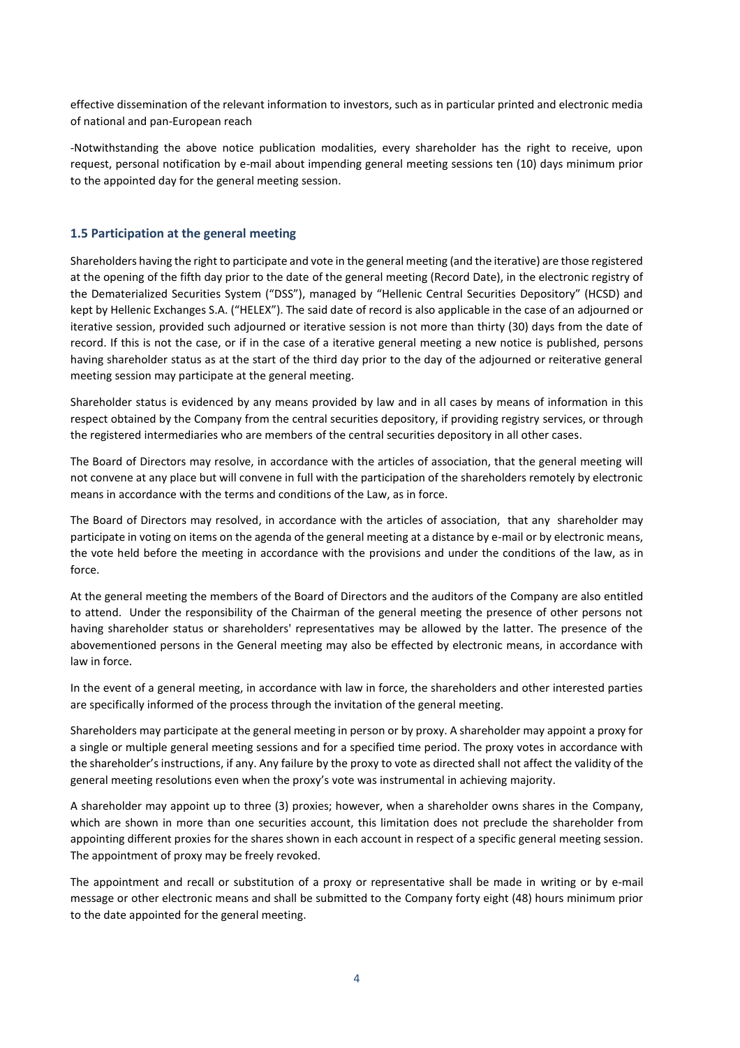effective dissemination of the relevant information to investors, such as in particular printed and electronic media of national and pan-European reach

-Notwithstanding the above notice publication modalities, every shareholder has the right to receive, upon request, personal notification by e-mail about impending general meeting sessions ten (10) days minimum prior to the appointed day for the general meeting session.

### 1.5 Participation at the general meeting

Shareholders having the right to participate and vote in the general meeting (and the iterative) are those registered at the opening of the fifth day prior to the date of the general meeting (Record Date), in the electronic registry of the Dematerialized Securities System ("DSS"), managed by "Hellenic Central Securities Depository" (HCSD) and kept by Hellenic Exchanges S.A. ("HELEX"). The said date of record is also applicable in the case of an adjourned or iterative session, provided such adjourned or iterative session is not more than thirty (30) days from the date of record. If this is not the case, or if in the case of a iterative general meeting a new notice is published, persons having shareholder status as at the start of the third day prior to the day of the adjourned or reiterative general meeting session may participate at the general meeting.

Shareholder status is evidenced by any means provided by law and in all cases by means of information in this respect obtained by the Company from the central securities depository, if providing registry services, or through the registered intermediaries who are members of the central securities depository in all other cases.

The Board of Directors may resolve, in accordance with the articles of association, that the general meeting will not convene at any place but will convene in full with the participation of the shareholders remotely by electronic means in accordance with the terms and conditions of the Law, as in force.

The Board of Directors may resolved, in accordance with the articles of association, that any shareholder may participate in voting on items on the agenda of the general meeting at a distance by e-mail or by electronic means, the vote held before the meeting in accordance with the provisions and under the conditions of the law, as in force.

At the general meeting the members of the Board of Directors and the auditors of the Company are also entitled to attend. Under the responsibility of the Chairman of the general meeting the presence of other persons not having shareholder status or shareholders' representatives may be allowed by the latter. The presence of the abovementioned persons in the General meeting may also be effected by electronic means, in accordance with law in force.

In the event of a general meeting, in accordance with law in force, the shareholders and other interested parties are specifically informed of the process through the invitation of the general meeting.

Shareholders may participate at the general meeting in person or by proxy. A shareholder may appoint a proxy for a single or multiple general meeting sessions and for a specified time period. The proxy votes in accordance with the shareholder's instructions, if any. Any failure by the proxy to vote as directed shall not affect the validity of the general meeting resolutions even when the proxy's vote was instrumental in achieving majority.

A shareholder may appoint up to three (3) proxies; however, when a shareholder owns shares in the Company, which are shown in more than one securities account, this limitation does not preclude the shareholder from appointing different proxies for the shares shown in each account in respect of a specific general meeting session. The appointment of proxy may be freely revoked.

The appointment and recall or substitution of a proxy or representative shall be made in writing or by e-mail message or other electronic means and shall be submitted to the Company forty eight (48) hours minimum prior to the date appointed for the general meeting.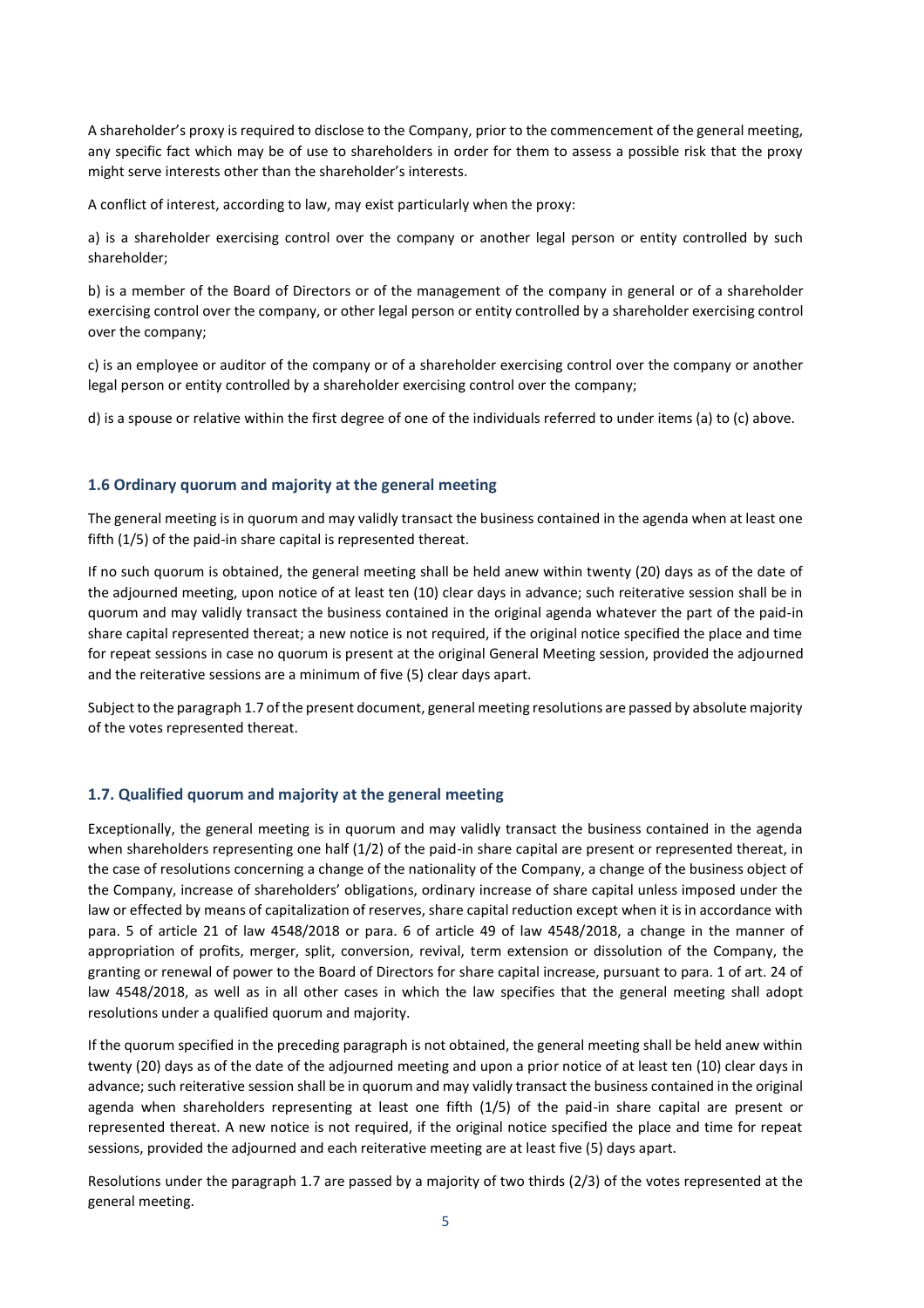A shareholder's proxy is required to disclose to the Company, prior to the commencement of the general meeting, any specific fact which may be of use to shareholders in order for them to assess a possible risk that the proxy might serve interests other than the shareholder's interests.

A conflict of interest, according to law, may exist particularly when the proxy:

a) is a shareholder exercising control over the company or another legal person or entity controlled by such shareholder;

b) is a member of the Board of Directors or of the management of the company in general or of a shareholder exercising control over the company, or other legal person or entity controlled by a shareholder exercising control over the company;

c) is an employee or auditor of the company or of a shareholder exercising control over the company or another legal person or entity controlled by a shareholder exercising control over the company;

d) is a spouse or relative within the first degree of one of the individuals referred to under items (a) to (c) above.

### 1.6 Ordinary quorum and majority at the general meeting

The general meeting is in quorum and may validly transact the business contained in the agenda when at least one fifth (1/5) of the paid-in share capital is represented thereat.

If no such quorum is obtained, the general meeting shall be held anew within twenty (20) days as of the date of the adjourned meeting, upon notice of at least ten (10) clear days in advance; such reiterative session shall be in quorum and may validly transact the business contained in the original agenda whatever the part of the paid-in share capital represented thereat; a new notice is not required, if the original notice specified the place and time for repeat sessions in case no quorum is present at the original General Meeting session, provided the adjourned and the reiterative sessions are a minimum of five (5) clear days apart.

Subject to the paragraph 1.7 of the present document, general meeting resolutions are passed by absolute majority of the votes represented thereat.

### 1.7. Qualified quorum and majority at the general meeting

Exceptionally, the general meeting is in quorum and may validly transact the business contained in the agenda when shareholders representing one half (1/2) of the paid-in share capital are present or represented thereat, in the case of resolutions concerning a change of the nationality of the Company, a change of the business object of the Company, increase of shareholders' obligations, ordinary increase of share capital unless imposed under the law or effected by means of capitalization of reserves, share capital reduction except when it is in accordance with para. 5 of article 21 of law 4548/2018 or para. 6 of article 49 of law 4548/2018, a change in the manner of appropriation of profits, merger, split, conversion, revival, term extension or dissolution of the Company, the granting or renewal of power to the Board of Directors for share capital increase, pursuant to para. 1 of art. 24 of law 4548/2018, as well as in all other cases in which the law specifies that the general meeting shall adopt resolutions under a qualified quorum and majority.

If the quorum specified in the preceding paragraph is not obtained, the general meeting shall be held anew within twenty (20) days as of the date of the adjourned meeting and upon a prior notice of at least ten (10) clear days in advance; such reiterative session shall be in quorum and may validly transact the business contained in the original agenda when shareholders representing at least one fifth (1/5) of the paid-in share capital are present or represented thereat. A new notice is not required, if the original notice specified the place and time for repeat sessions, provided the adjourned and each reiterative meeting are at least five (5) days apart.

Resolutions under the paragraph 1.7 are passed by a majority of two thirds (2/3) of the votes represented at the general meeting.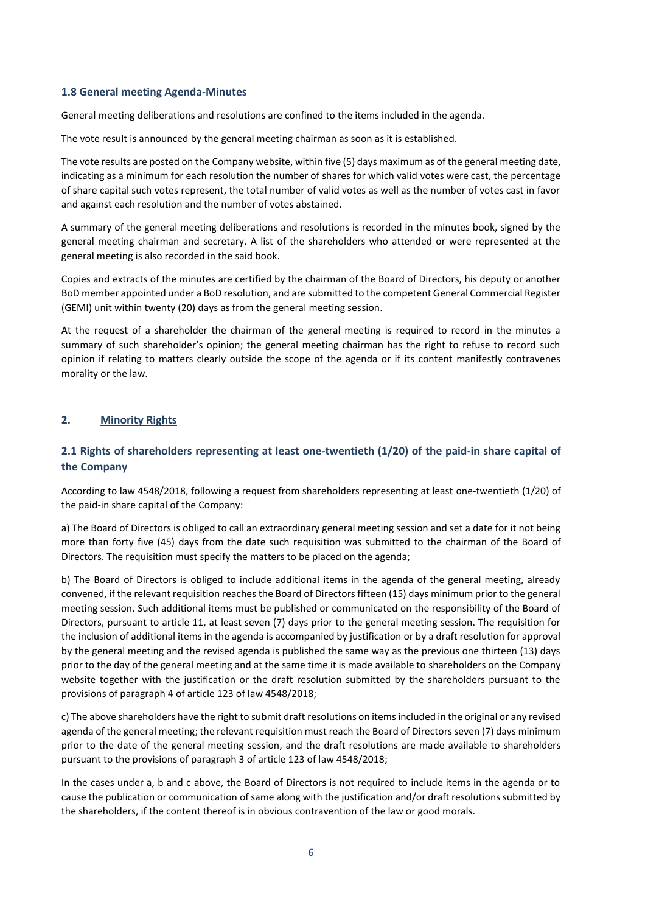### 1.8 General meeting Agenda-Minutes

General meeting deliberations and resolutions are confined to the items included in the agenda.

The vote result is announced by the general meeting chairman as soon as it is established.

The vote results are posted on the Company website, within five (5) days maximum as of the general meeting date, indicating as a minimum for each resolution the number of shares for which valid votes were cast, the percentage of share capital such votes represent, the total number of valid votes as well as the number of votes cast in favor and against each resolution and the number of votes abstained.

A summary of the general meeting deliberations and resolutions is recorded in the minutes book, signed by the general meeting chairman and secretary. A list of the shareholders who attended or were represented at the general meeting is also recorded in the said book.

Copies and extracts of the minutes are certified by the chairman of the Board of Directors, his deputy or another BoD member appointed under a BoD resolution, and are submitted to the competent General Commercial Register (GEMI) unit within twenty (20) days as from the general meeting session.

At the request of a shareholder the chairman of the general meeting is required to record in the minutes a summary of such shareholder's opinion; the general meeting chairman has the right to refuse to record such opinion if relating to matters clearly outside the scope of the agenda or if its content manifestly contravenes morality or the law.

## 2. Minority Rights

### 2.1 Rights of shareholders representing at least one-twentieth (1/20) of the paid-in share capital of the Company

According to law 4548/2018, following a request from shareholders representing at least one-twentieth (1/20) of the paid-in share capital of the Company:

a) The Board of Directors is obliged to call an extraordinary general meeting session and set a date for it not being more than forty five (45) days from the date such requisition was submitted to the chairman of the Board of Directors. The requisition must specify the matters to be placed on the agenda;

b) The Board of Directors is obliged to include additional items in the agenda of the general meeting, already convened, if the relevant requisition reaches the Board of Directors fifteen (15) days minimum prior to the general meeting session. Such additional items must be published or communicated on the responsibility of the Board of Directors, pursuant to article 11, at least seven (7) days prior to the general meeting session. The requisition for the inclusion of additional items in the agenda is accompanied by justification or by a draft resolution for approval by the general meeting and the revised agenda is published the same way as the previous one thirteen (13) days prior to the day of the general meeting and at the same time it is made available to shareholders on the Company website together with the justification or the draft resolution submitted by the shareholders pursuant to the provisions of paragraph 4 of article 123 of law 4548/2018;

c) The above shareholders have the right to submit draft resolutions on items included in the original or any revised agenda of the general meeting; the relevant requisition must reach the Board of Directors seven (7) days minimum prior to the date of the general meeting session, and the draft resolutions are made available to shareholders pursuant to the provisions of paragraph 3 of article 123 of law 4548/2018;

In the cases under a, b and c above, the Board of Directors is not required to include items in the agenda or to cause the publication or communication of same along with the justification and/or draft resolutions submitted by the shareholders, if the content thereof is in obvious contravention of the law or good morals.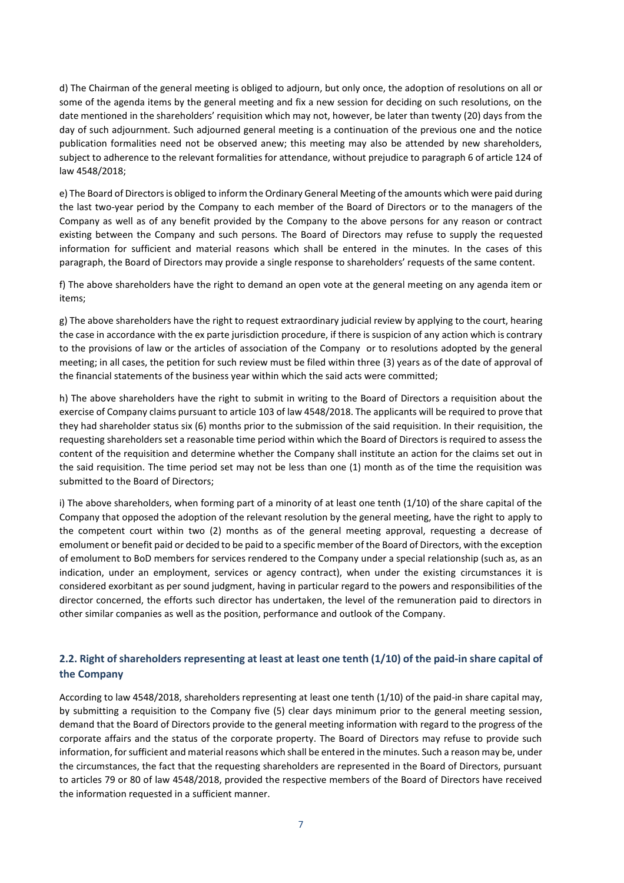d) The Chairman of the general meeting is obliged to adjourn, but only once, the adoption of resolutions on all or some of the agenda items by the general meeting and fix a new session for deciding on such resolutions, on the date mentioned in the shareholders' requisition which may not, however, be later than twenty (20) days from the day of such adjournment. Such adjourned general meeting is a continuation of the previous one and the notice publication formalities need not be observed anew; this meeting may also be attended by new shareholders, subject to adherence to the relevant formalities for attendance, without prejudice to paragraph 6 of article 124 of law 4548/2018;

e) The Board of Directors is obliged to inform the Ordinary General Meeting of the amounts which were paid during the last two-year period by the Company to each member of the Board of Directors or to the managers of the Company as well as of any benefit provided by the Company to the above persons for any reason or contract existing between the Company and such persons. The Board of Directors may refuse to supply the requested information for sufficient and material reasons which shall be entered in the minutes. In the cases of this paragraph, the Board of Directors may provide a single response to shareholders' requests of the same content.

f) The above shareholders have the right to demand an open vote at the general meeting on any agenda item or items;

g) The above shareholders have the right to request extraordinary judicial review by applying to the court, hearing the case in accordance with the ex parte jurisdiction procedure, if there is suspicion of any action which is contrary to the provisions of law or the articles of association of the Company or to resolutions adopted by the general meeting; in all cases, the petition for such review must be filed within three (3) years as of the date of approval of the financial statements of the business year within which the said acts were committed;

h) The above shareholders have the right to submit in writing to the Board of Directors a requisition about the exercise of Company claims pursuant to article 103 of law 4548/2018. The applicants will be required to prove that they had shareholder status six (6) months prior to the submission of the said requisition. In their requisition, the requesting shareholders set a reasonable time period within which the Board of Directors is required to assess the content of the requisition and determine whether the Company shall institute an action for the claims set out in the said requisition. The time period set may not be less than one (1) month as of the time the requisition was submitted to the Board of Directors;

i) The above shareholders, when forming part of a minority of at least one tenth (1/10) of the share capital of the Company that opposed the adoption of the relevant resolution by the general meeting, have the right to apply to the competent court within two (2) months as of the general meeting approval, requesting a decrease of emolument or benefit paid or decided to be paid to a specific member of the Board of Directors, with the exception of emolument to BoD members for services rendered to the Company under a special relationship (such as, as an indication, under an employment, services or agency contract), when under the existing circumstances it is considered exorbitant as per sound judgment, having in particular regard to the powers and responsibilities of the director concerned, the efforts such director has undertaken, the level of the remuneration paid to directors in other similar companies as well as the position, performance and outlook of the Company.

## 2.2. Right of shareholders representing at least at least one tenth (1/10) of the paid-in share capital of the Company

According to law 4548/2018, shareholders representing at least one tenth (1/10) of the paid-in share capital may, by submitting a requisition to the Company five (5) clear days minimum prior to the general meeting session, demand that the Board of Directors provide to the general meeting information with regard to the progress of the corporate affairs and the status of the corporate property. The Board of Directors may refuse to provide such information, for sufficient and material reasons which shall be entered in the minutes. Such a reason may be, under the circumstances, the fact that the requesting shareholders are represented in the Board of Directors, pursuant to articles 79 or 80 of law 4548/2018, provided the respective members of the Board of Directors have received the information requested in a sufficient manner.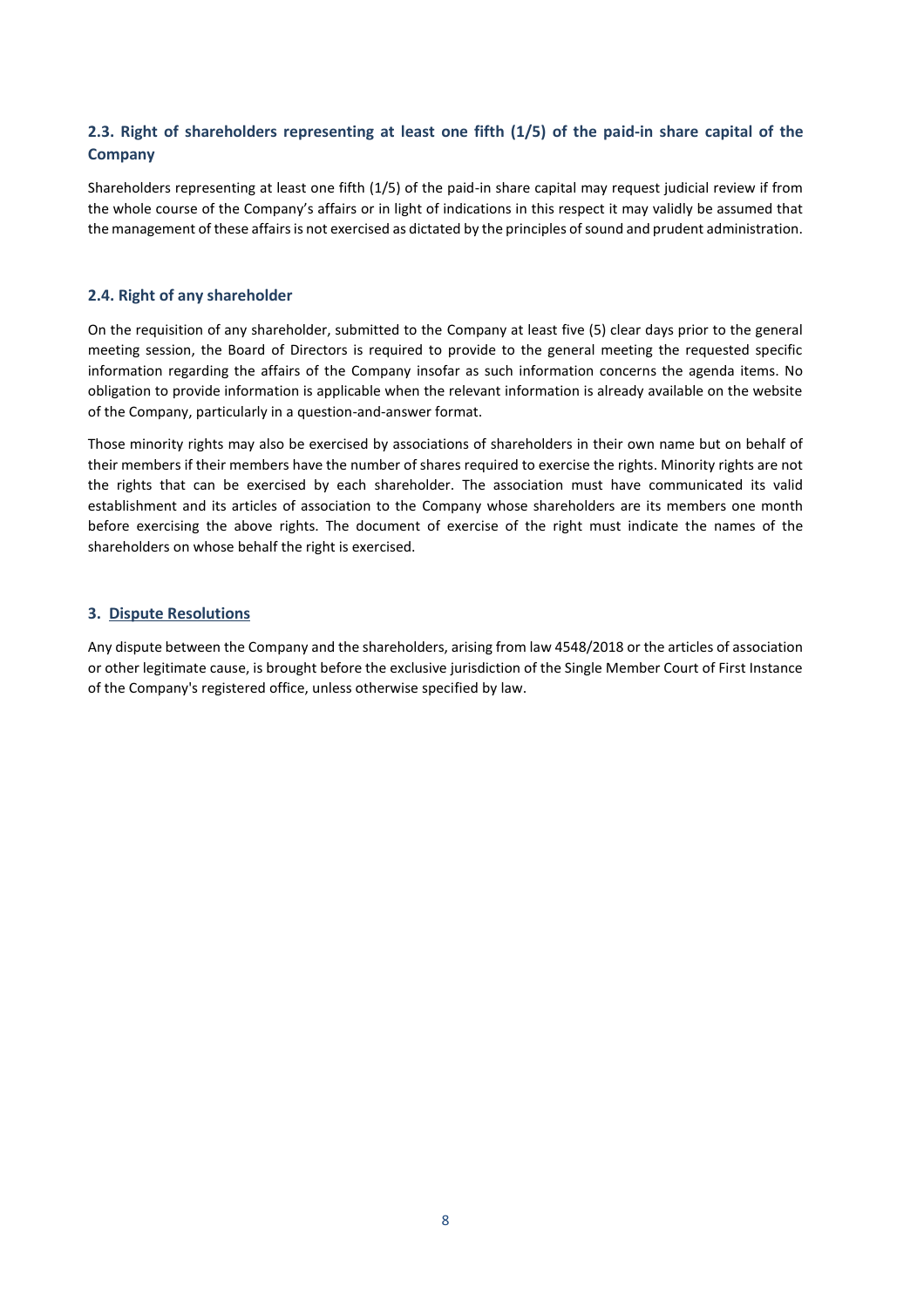### 2.3. Right of shareholders representing at least one fifth (1/5) of the paid-in share capital of the Company

Shareholders representing at least one fifth (1/5) of the paid-in share capital may request judicial review if from the whole course of the Company's affairs or in light of indications in this respect it may validly be assumed that the management of these affairs is not exercised as dictated by the principles of sound and prudent administration.

### 2.4. Right of any shareholder

On the requisition of any shareholder, submitted to the Company at least five (5) clear days prior to the general meeting session, the Board of Directors is required to provide to the general meeting the requested specific information regarding the affairs of the Company insofar as such information concerns the agenda items. No obligation to provide information is applicable when the relevant information is already available on the website of the Company, particularly in a question-and-answer format.

Those minority rights may also be exercised by associations of shareholders in their own name but on behalf of their members if their members have the number of shares required to exercise the rights. Minority rights are not the rights that can be exercised by each shareholder. The association must have communicated its valid establishment and its articles of association to the Company whose shareholders are its members one month before exercising the above rights. The document of exercise of the right must indicate the names of the shareholders on whose behalf the right is exercised.

## 3. Dispute Resolutions

Any dispute between the Company and the shareholders, arising from law 4548/2018 or the articles of association or other legitimate cause, is brought before the exclusive jurisdiction of the Single Member Court of First Instance of the Company's registered office, unless otherwise specified by law.